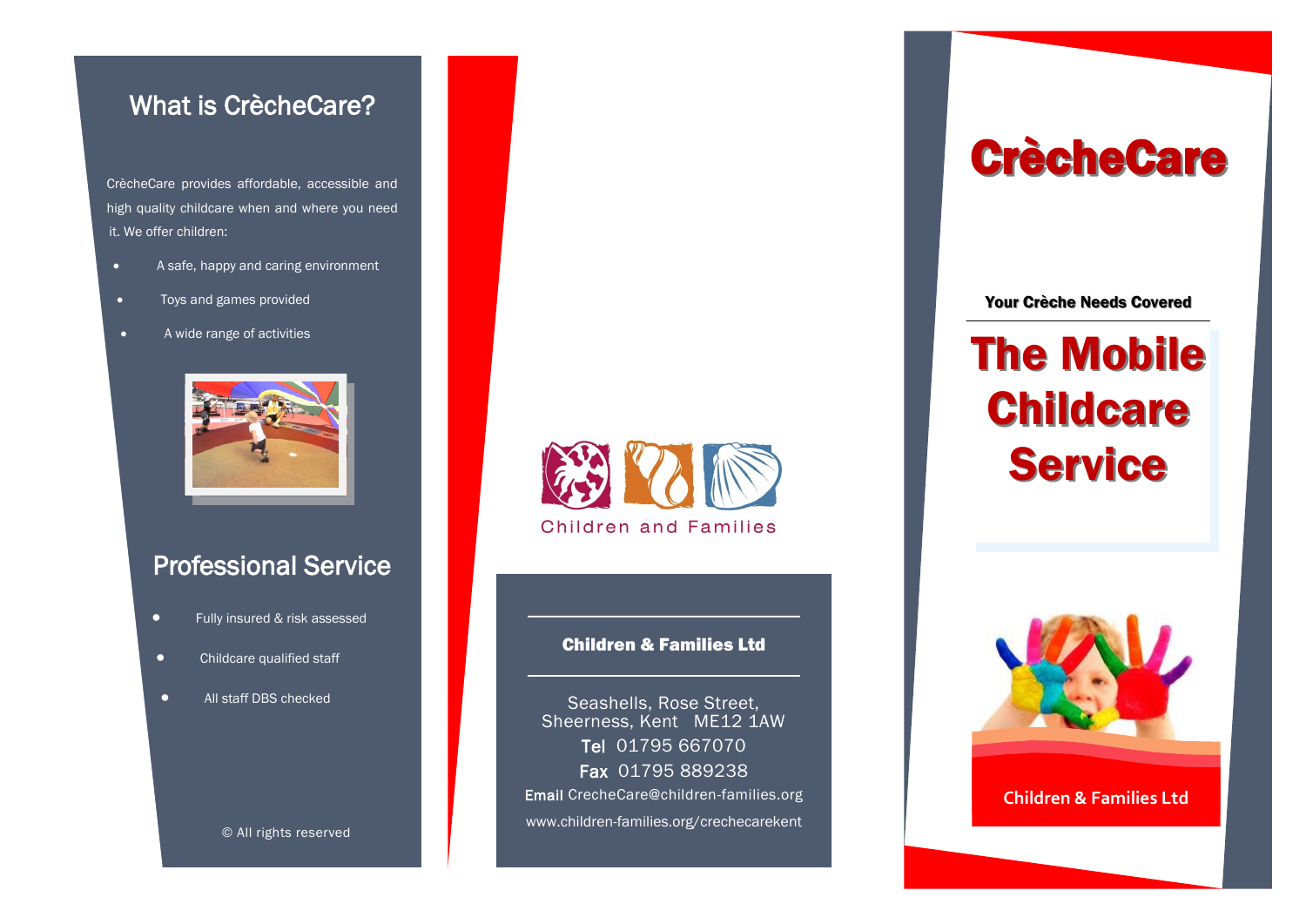## What is CrècheCare?

CrècheCare provides affordable, accessible and high quality childcare when and where you need it. We offer children:

- A safe, happy and caring environment
- Toys and games provided
- A wide range of activities

## Professional Service

- Fully insured & risk assessed
- Childcare qualified staff
- All staff DBS checked

© All rights reserved

Children and Families

**Children & Families Ltd**

Seashells, Rose Street,
Sheerness, Kent ME12 1AW
Tel 01795 667070
Fax 01795 889238
Email CrecheCare@children-families.org
www.children-families.org/crechecarekent

# CrècheCare

**Your Crèche Needs Covered**

# The Mobile Childcare Service

Children & Families Ltd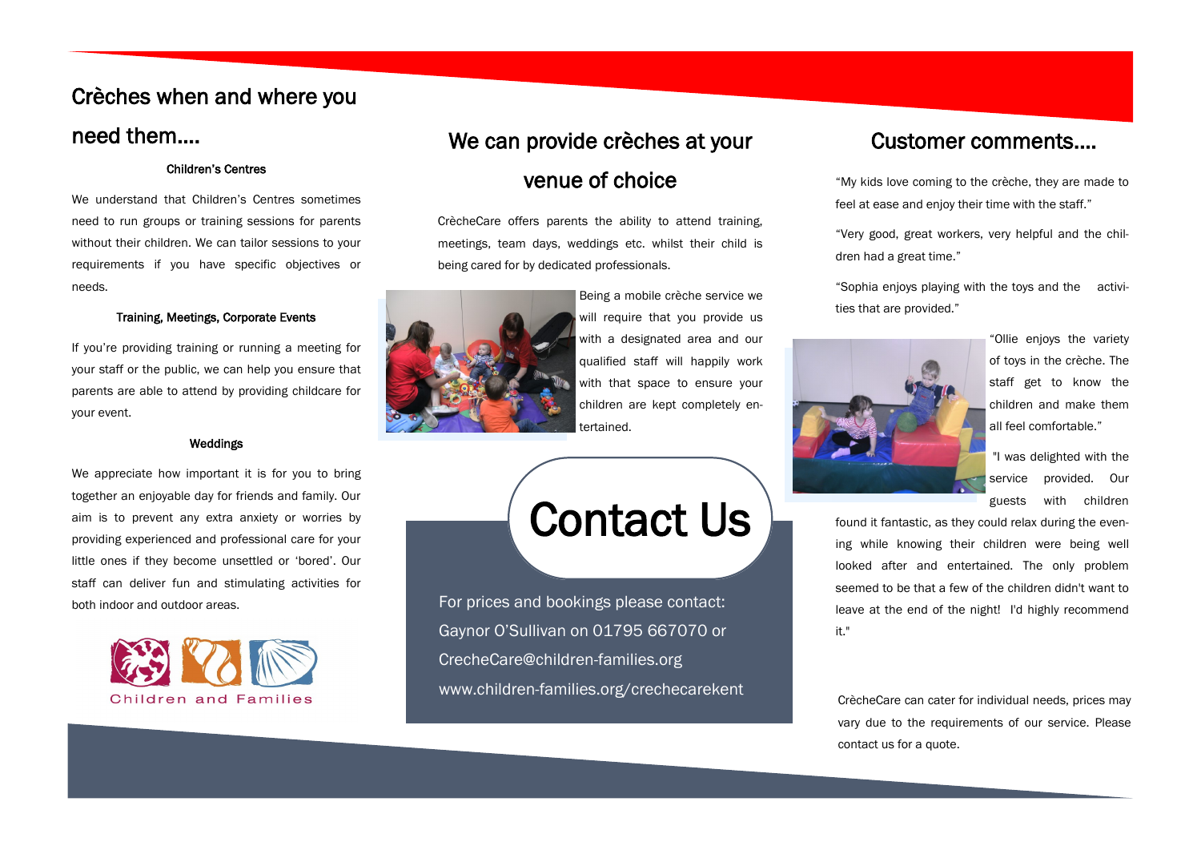## Crèches when and where you need them....

#### Children's Centres

We understand that Children's Centres sometimes need to run groups or training sessions for parents without their children. We can tailor sessions to your requirements if you have specific objectives or needs.

#### Training, Meetings, Corporate Events

If you're providing training or running a meeting for your staff or the public, we can help you ensure that parents are able to attend by providing childcare for your event.

#### Weddings

We appreciate how important it is for you to bring together an enjoyable day for friends and family. Our aim is to prevent any extra anxiety or worries by providing experienced and professional care for your little ones if they become unsettled or 'bored'. Our staff can deliver fun and stimulating activities for both indoor and outdoor areas.

Children and Families

## We can provide crèches at your venue of choice

CrècheCare offers parents the ability to attend training, meetings, team days, weddings etc. whilst their child is being cared for by dedicated professionals.

Being a mobile crèche service we will require that you provide us with a designated area and our qualified staff will happily work with that space to ensure your children are kept completely entertained.

# Contact Us

For prices and bookings please contact:
Gaynor O'Sullivan on 01795 667070 or
CrecheCare@children-families.org
www.children-families.org/crechecarekent

## Customer comments....

"My kids love coming to the crèche, they are made to feel at ease and enjoy their time with the staff."

"Very good, great workers, very helpful and the children had a great time."

"Sophia enjoys playing with the toys and the activities that are provided."

"Ollie enjoys the variety of toys in the crèche. The staff get to know the children and make them all feel comfortable."

"I was delighted with the service provided. Our guests with children found it fantastic, as they could relax during the evening while knowing their children were being well looked after and entertained. The only problem seemed to be that a few of the children didn't want to leave at the end of the night! I'd highly recommend it."

CrècheCare can cater for individual needs, prices may vary due to the requirements of our service. Please contact us for a quote.